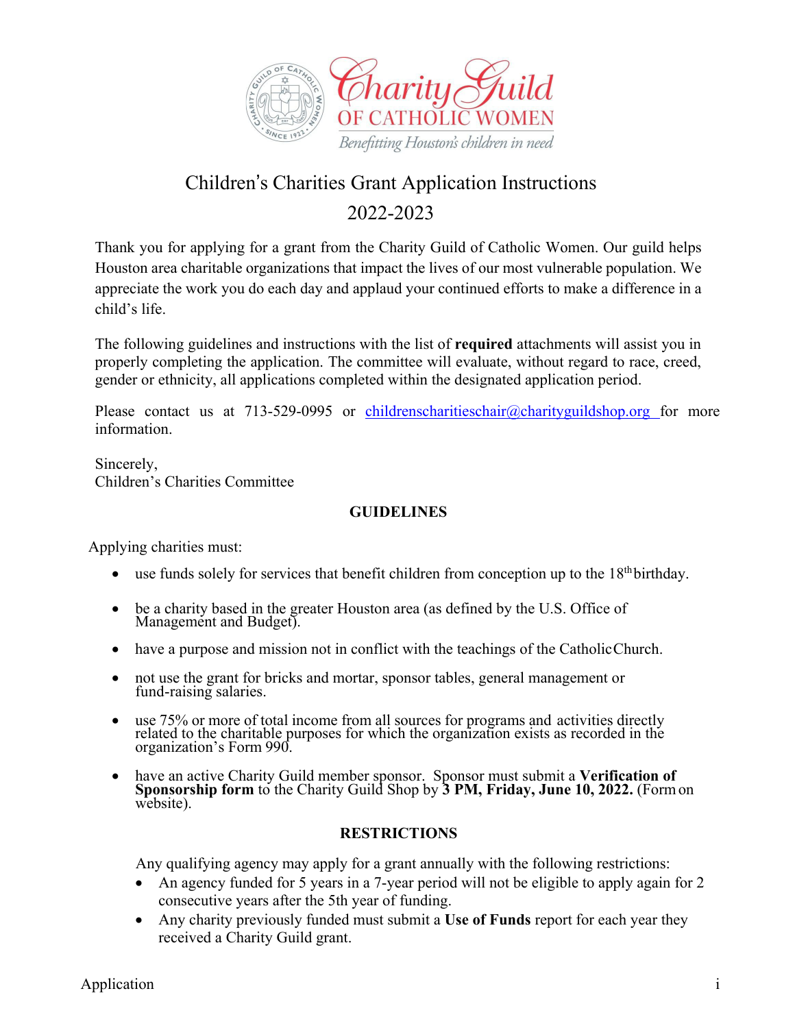Charity Guild OF CATHOLIC WOMEN

*Benefitting Houston's children in need*

# Children's Charities Grant Application Instructions 2022-2023

Thank you for applying for a grant from the Charity Guild of Catholic Women. Our guild helps Houston area charitable organizations that impact the lives of our most vulnerable population. We appreciate the work you do each day and applaud your continued efforts to make a difference in a child's life.

The following guidelines and instructions with the list of **required** attachments will assist you in properly completing the application. The committee will evaluate, without regard to race, creed, gender or ethnicity, all applications completed within the designated application period.

Please contact us at 713-529-0995 or childrenscharitieschair@charityguildshop.org for more information.

Sincerely,
Children's Charities Committee

## GUIDELINES

Applying charities must:

- use funds solely for services that benefit children from conception up to the 18th birthday.
- be a charity based in the greater Houston area (as defined by the U.S. Office of Management and Budget).
- have a purpose and mission not in conflict with the teachings of the Catholic Church.
- not use the grant for bricks and mortar, sponsor tables, general management or fund-raising salaries.
- use 75% or more of total income from all sources for programs and activities directly related to the charitable purposes for which the organization exists as recorded in the organization's Form 990.
- have an active Charity Guild member sponsor. Sponsor must submit a **Verification of Sponsorship form** to the Charity Guild Shop by **3 PM, Friday, June 10, 2022.** (Form on website).

## RESTRICTIONS

Any qualifying agency may apply for a grant annually with the following restrictions:

- An agency funded for 5 years in a 7-year period will not be eligible to apply again for 2 consecutive years after the 5th year of funding.
- Any charity previously funded must submit a **Use of Funds** report for each year they received a Charity Guild grant.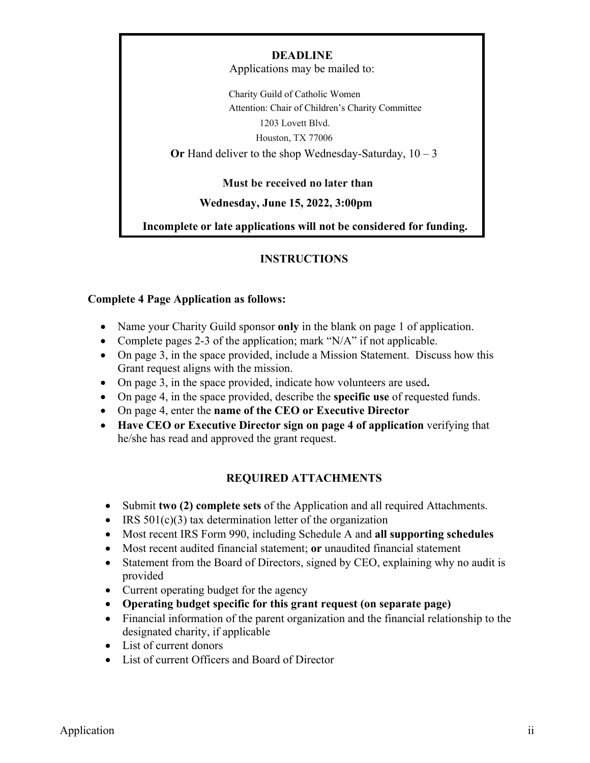**DEADLINE**

Applications may be mailed to:

Charity Guild of Catholic Women
Attention: Chair of Children's Charity Committee
1203 Lovett Blvd.
Houston, TX 77006

**Or** Hand deliver to the shop Wednesday-Saturday, 10 – 3

**Must be received no later than**

**Wednesday, June 15, 2022, 3:00pm**

**Incomplete or late applications will not be considered for funding.**

## INSTRUCTIONS

**Complete 4 Page Application as follows:**

- Name your Charity Guild sponsor **only** in the blank on page 1 of application.
- Complete pages 2-3 of the application; mark "N/A" if not applicable.
- On page 3, in the space provided, include a Mission Statement. Discuss how this Grant request aligns with the mission.
- On page 3, in the space provided, indicate how volunteers are used**.**
- On page 4, in the space provided, describe the **specific use** of requested funds.
- On page 4, enter the **name of the CEO or Executive Director**
- **Have CEO or Executive Director sign on page 4 of application** verifying that he/she has read and approved the grant request.

## REQUIRED ATTACHMENTS

- Submit **two (2) complete sets** of the Application and all required Attachments.
- IRS 501(c)(3) tax determination letter of the organization
- Most recent IRS Form 990, including Schedule A and **all supporting schedules**
- Most recent audited financial statement; **or** unaudited financial statement
- Statement from the Board of Directors, signed by CEO, explaining why no audit is provided
- Current operating budget for the agency
- **Operating budget specific for this grant request (on separate page)**
- Financial information of the parent organization and the financial relationship to the designated charity, if applicable
- List of current donors
- List of current Officers and Board of Director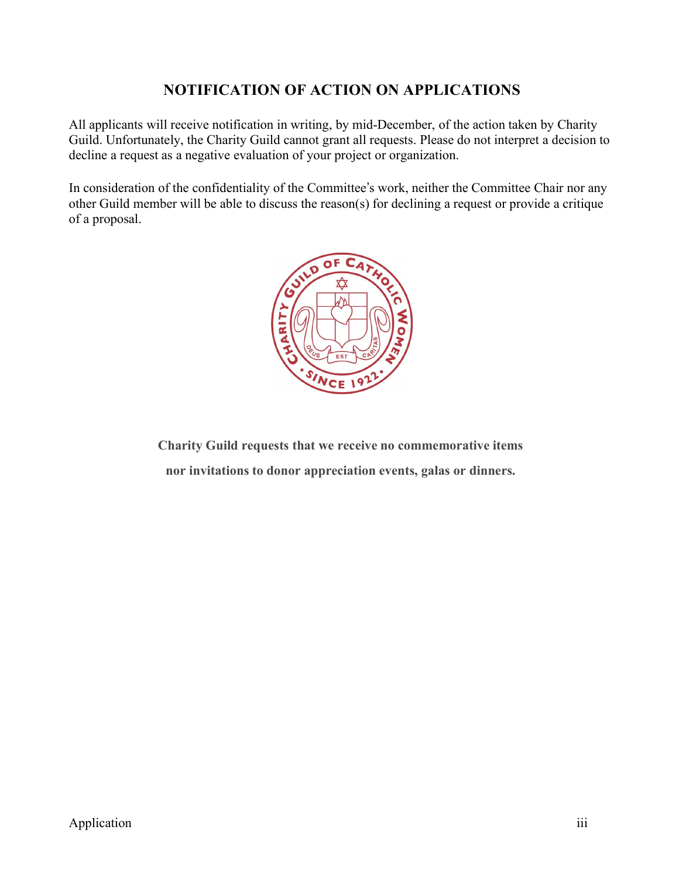## NOTIFICATION OF ACTION ON APPLICATIONS

All applicants will receive notification in writing, by mid-December, of the action taken by Charity Guild. Unfortunately, the Charity Guild cannot grant all requests. Please do not interpret a decision to decline a request as a negative evaluation of your project or organization.

In consideration of the confidentiality of the Committee's work, neither the Committee Chair nor any other Guild member will be able to discuss the reason(s) for declining a request or provide a critique of a proposal.

**Charity Guild requests that we receive no commemorative items**

**nor invitations to donor appreciation events, galas or dinners.**